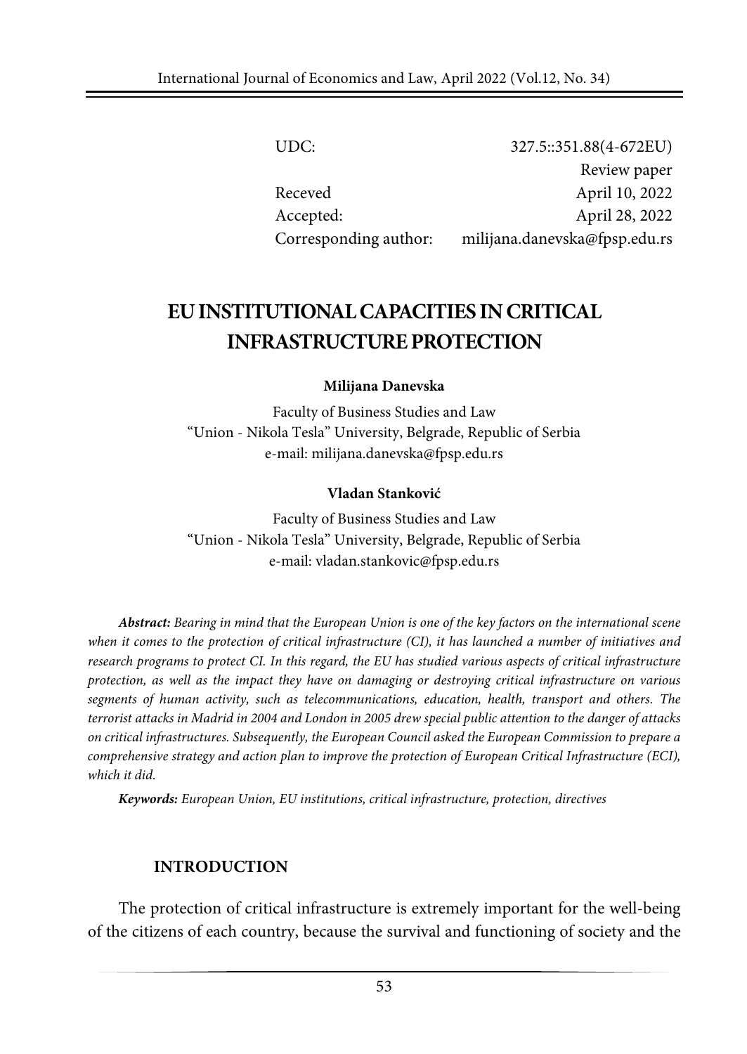| | |
|---|---|
| UDC: | 327.5::351.88(4-672EU) |
| | Review paper |
| Receved | April 10, 2022 |
| Accepted: | April 28, 2022 |
| Corresponding author: | milijana.danevska@fpsp.edu.rs |

# EU INSTITUTIONAL CAPACITIES IN CRITICAL INFRASTRUCTURE PROTECTION

**Milijana Danevska**

Faculty of Business Studies and Law
"Union - Nikola Tesla" University, Belgrade, Republic of Serbia
e-mail: milijana.danevska@fpsp.edu.rs

**Vladan Stanković**

Faculty of Business Studies and Law
"Union - Nikola Tesla" University, Belgrade, Republic of Serbia
e-mail: vladan.stankovic@fpsp.edu.rs

***Abstract:*** *Bearing in mind that the European Union is one of the key factors on the international scene when it comes to the protection of critical infrastructure (CI), it has launched a number of initiatives and research programs to protect CI. In this regard, the EU has studied various aspects of critical infrastructure protection, as well as the impact they have on damaging or destroying critical infrastructure on various segments of human activity, such as telecommunications, education, health, transport and others. The terrorist attacks in Madrid in 2004 and London in 2005 drew special public attention to the danger of attacks on critical infrastructures. Subsequently, the European Council asked the European Commission to prepare a comprehensive strategy and action plan to improve the protection of European Critical Infrastructure (ECI), which it did.*

***Keywords:*** *European Union, EU institutions, critical infrastructure, protection, directives*

## INTRODUCTION

The protection of critical infrastructure is extremely important for the well-being of the citizens of each country, because the survival and functioning of society and the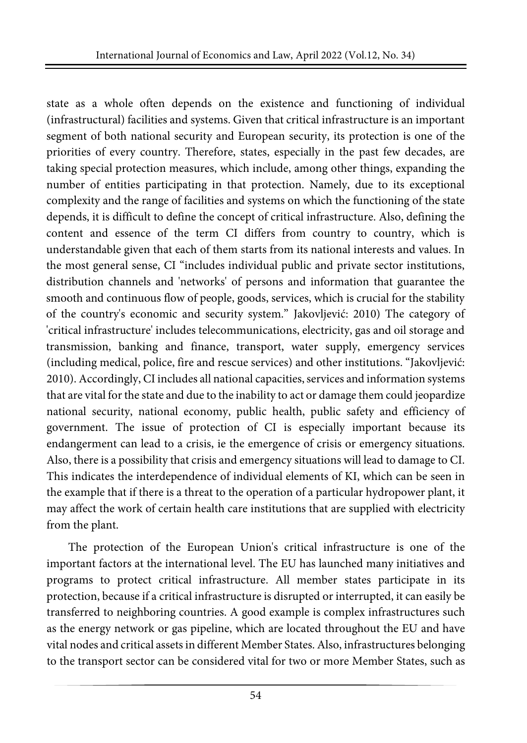state as a whole often depends on the existence and functioning of individual (infrastructural) facilities and systems. Given that critical infrastructure is an important segment of both national security and European security, its protection is one of the priorities of every country. Therefore, states, especially in the past few decades, are taking special protection measures, which include, among other things, expanding the number of entities participating in that protection. Namely, due to its exceptional complexity and the range of facilities and systems on which the functioning of the state depends, it is difficult to define the concept of critical infrastructure. Also, defining the content and essence of the term CI differs from country to country, which is understandable given that each of them starts from its national interests and values. In the most general sense, CI "includes individual public and private sector institutions, distribution channels and 'networks' of persons and information that guarantee the smooth and continuous flow of people, goods, services, which is crucial for the stability of the country's economic and security system." Jakovljević: 2010) The category of 'critical infrastructure' includes telecommunications, electricity, gas and oil storage and transmission, banking and finance, transport, water supply, emergency services (including medical, police, fire and rescue services) and other institutions. "Jakovljević: 2010). Accordingly, CI includes all national capacities, services and information systems that are vital for the state and due to the inability to act or damage them could jeopardize national security, national economy, public health, public safety and efficiency of government. The issue of protection of CI is especially important because its endangerment can lead to a crisis, ie the emergence of crisis or emergency situations. Also, there is a possibility that crisis and emergency situations will lead to damage to CI. This indicates the interdependence of individual elements of KI, which can be seen in the example that if there is a threat to the operation of a particular hydropower plant, it may affect the work of certain health care institutions that are supplied with electricity from the plant.

The protection of the European Union's critical infrastructure is one of the important factors at the international level. The EU has launched many initiatives and programs to protect critical infrastructure. All member states participate in its protection, because if a critical infrastructure is disrupted or interrupted, it can easily be transferred to neighboring countries. A good example is complex infrastructures such as the energy network or gas pipeline, which are located throughout the EU and have vital nodes and critical assets in different Member States. Also, infrastructures belonging to the transport sector can be considered vital for two or more Member States, such as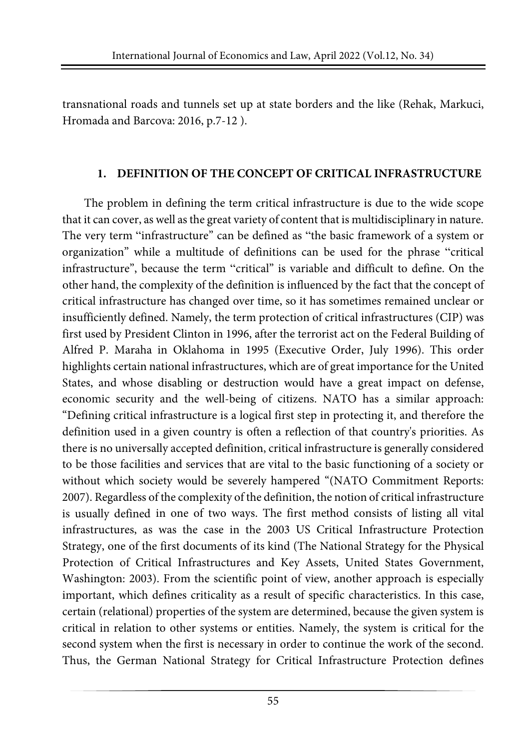transnational roads and tunnels set up at state borders and the like (Rehak, Markuci, Hromada and Barcova: 2016, p.7-12 ).

## 1. DEFINITION OF THE CONCEPT OF CRITICAL INFRASTRUCTURE

The problem in defining the term critical infrastructure is due to the wide scope that it can cover, as well as the great variety of content that is multidisciplinary in nature. The very term "infrastructure" can be defined as "the basic framework of a system or organization" while a multitude of definitions can be used for the phrase "critical infrastructure", because the term "critical" is variable and difficult to define. On the other hand, the complexity of the definition is influenced by the fact that the concept of critical infrastructure has changed over time, so it has sometimes remained unclear or insufficiently defined. Namely, the term protection of critical infrastructures (CIP) was first used by President Clinton in 1996, after the terrorist act on the Federal Building of Alfred P. Maraha in Oklahoma in 1995 (Executive Order, July 1996). This order highlights certain national infrastructures, which are of great importance for the United States, and whose disabling or destruction would have a great impact on defense, economic security and the well-being of citizens. NATO has a similar approach: "Defining critical infrastructure is a logical first step in protecting it, and therefore the definition used in a given country is often a reflection of that country's priorities. As there is no universally accepted definition, critical infrastructure is generally considered to be those facilities and services that are vital to the basic functioning of a society or without which society would be severely hampered "(NATO Commitment Reports: 2007). Regardless of the complexity of the definition, the notion of critical infrastructure is usually defined in one of two ways. The first method consists of listing all vital infrastructures, as was the case in the 2003 US Critical Infrastructure Protection Strategy, one of the first documents of its kind (The National Strategy for the Physical Protection of Critical Infrastructures and Key Assets, United States Government, Washington: 2003). From the scientific point of view, another approach is especially important, which defines criticality as a result of specific characteristics. In this case, certain (relational) properties of the system are determined, because the given system is critical in relation to other systems or entities. Namely, the system is critical for the second system when the first is necessary in order to continue the work of the second. Thus, the German National Strategy for Critical Infrastructure Protection defines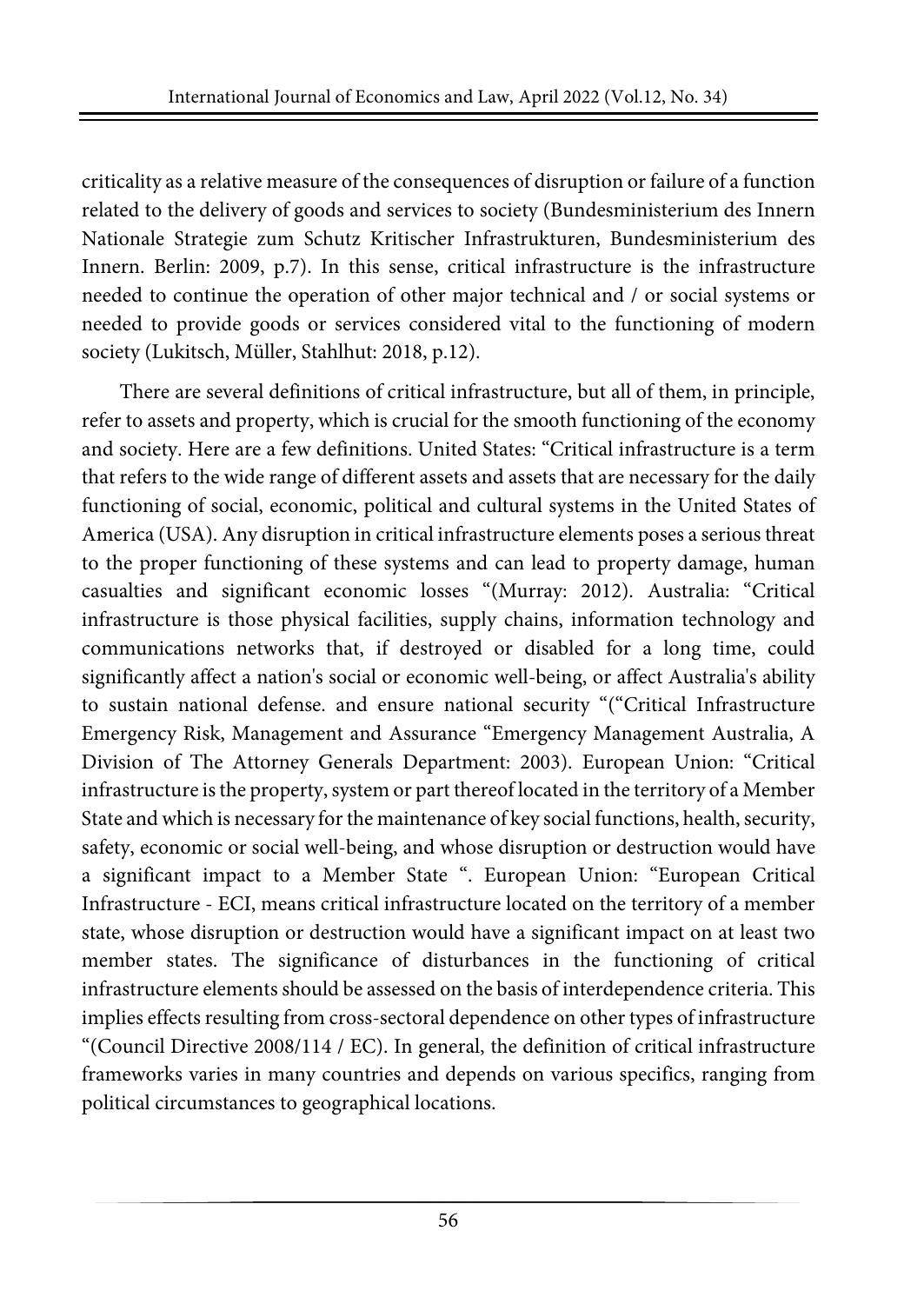criticality as a relative measure of the consequences of disruption or failure of a function related to the delivery of goods and services to society (Bundesministerium des Innern Nationale Strategie zum Schutz Kritischer Infrastrukturen, Bundesministerium des Innern. Berlin: 2009, p.7). In this sense, critical infrastructure is the infrastructure needed to continue the operation of other major technical and / or social systems or needed to provide goods or services considered vital to the functioning of modern society (Lukitsch, Müller, Stahlhut: 2018, p.12).

There are several definitions of critical infrastructure, but all of them, in principle, refer to assets and property, which is crucial for the smooth functioning of the economy and society. Here are a few definitions. United States: "Critical infrastructure is a term that refers to the wide range of different assets and assets that are necessary for the daily functioning of social, economic, political and cultural systems in the United States of America (USA). Any disruption in critical infrastructure elements poses a serious threat to the proper functioning of these systems and can lead to property damage, human casualties and significant economic losses "(Murray: 2012). Australia: "Critical infrastructure is those physical facilities, supply chains, information technology and communications networks that, if destroyed or disabled for a long time, could significantly affect a nation's social or economic well-being, or affect Australia's ability to sustain national defense. and ensure national security "("Critical Infrastructure Emergency Risk, Management and Assurance "Emergency Management Australia, A Division of The Attorney Generals Department: 2003). European Union: "Critical infrastructure is the property, system or part thereof located in the territory of a Member State and which is necessary for the maintenance of key social functions, health, security, safety, economic or social well-being, and whose disruption or destruction would have a significant impact to a Member State ". European Union: "European Critical Infrastructure - ECI, means critical infrastructure located on the territory of a member state, whose disruption or destruction would have a significant impact on at least two member states. The significance of disturbances in the functioning of critical infrastructure elements should be assessed on the basis of interdependence criteria. This implies effects resulting from cross-sectoral dependence on other types of infrastructure "(Council Directive 2008/114 / EC). In general, the definition of critical infrastructure frameworks varies in many countries and depends on various specifics, ranging from political circumstances to geographical locations.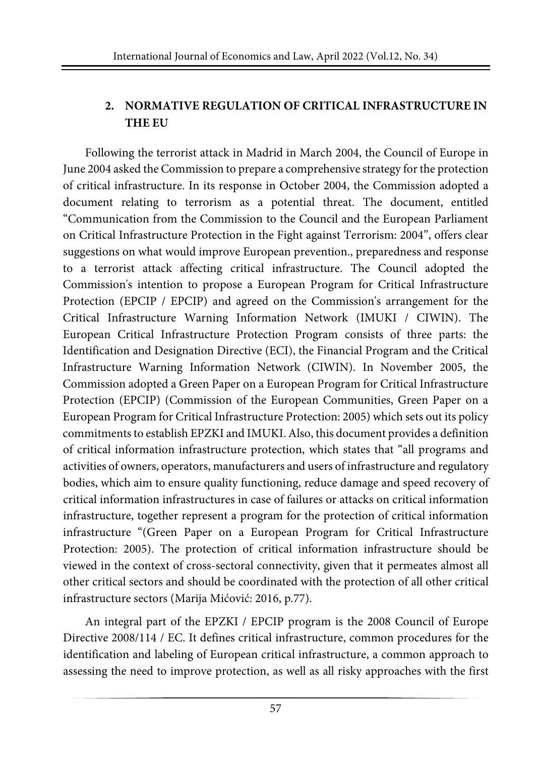## 2. NORMATIVE REGULATION OF CRITICAL INFRASTRUCTURE IN THE EU

Following the terrorist attack in Madrid in March 2004, the Council of Europe in June 2004 asked the Commission to prepare a comprehensive strategy for the protection of critical infrastructure. In its response in October 2004, the Commission adopted a document relating to terrorism as a potential threat. The document, entitled "Communication from the Commission to the Council and the European Parliament on Critical Infrastructure Protection in the Fight against Terrorism: 2004", offers clear suggestions on what would improve European prevention., preparedness and response to a terrorist attack affecting critical infrastructure. The Council adopted the Commission's intention to propose a European Program for Critical Infrastructure Protection (EPCIP / EPCIP) and agreed on the Commission's arrangement for the Critical Infrastructure Warning Information Network (IMUKI / CIWIN). The European Critical Infrastructure Protection Program consists of three parts: the Identification and Designation Directive (ECI), the Financial Program and the Critical Infrastructure Warning Information Network (CIWIN). In November 2005, the Commission adopted a Green Paper on a European Program for Critical Infrastructure Protection (EPCIP) (Commission of the European Communities, Green Paper on a European Program for Critical Infrastructure Protection: 2005) which sets out its policy commitments to establish EPZKI and IMUKI. Also, this document provides a definition of critical information infrastructure protection, which states that "all programs and activities of owners, operators, manufacturers and users of infrastructure and regulatory bodies, which aim to ensure quality functioning, reduce damage and speed recovery of critical information infrastructures in case of failures or attacks on critical information infrastructure, together represent a program for the protection of critical information infrastructure "(Green Paper on a European Program for Critical Infrastructure Protection: 2005). The protection of critical information infrastructure should be viewed in the context of cross-sectoral connectivity, given that it permeates almost all other critical sectors and should be coordinated with the protection of all other critical infrastructure sectors (Marija Mićović: 2016, p.77).

An integral part of the EPZKI / EPCIP program is the 2008 Council of Europe Directive 2008/114 / EC. It defines critical infrastructure, common procedures for the identification and labeling of European critical infrastructure, a common approach to assessing the need to improve protection, as well as all risky approaches with the first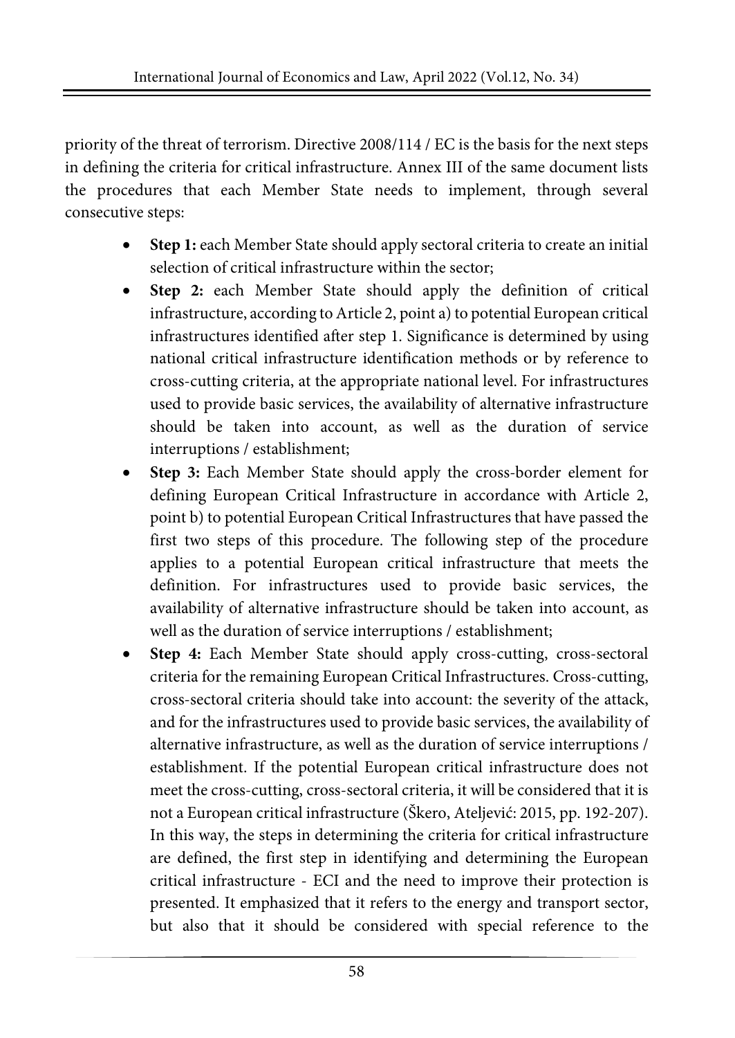priority of the threat of terrorism. Directive 2008/114 / EC is the basis for the next steps in defining the criteria for critical infrastructure. Annex III of the same document lists the procedures that each Member State needs to implement, through several consecutive steps:

- **Step 1:** each Member State should apply sectoral criteria to create an initial selection of critical infrastructure within the sector;
- **Step 2:** each Member State should apply the definition of critical infrastructure, according to Article 2, point a) to potential European critical infrastructures identified after step 1. Significance is determined by using national critical infrastructure identification methods or by reference to cross-cutting criteria, at the appropriate national level. For infrastructures used to provide basic services, the availability of alternative infrastructure should be taken into account, as well as the duration of service interruptions / establishment;
- **Step 3:** Each Member State should apply the cross-border element for defining European Critical Infrastructure in accordance with Article 2, point b) to potential European Critical Infrastructures that have passed the first two steps of this procedure. The following step of the procedure applies to a potential European critical infrastructure that meets the definition. For infrastructures used to provide basic services, the availability of alternative infrastructure should be taken into account, as well as the duration of service interruptions / establishment;
- **Step 4:** Each Member State should apply cross-cutting, cross-sectoral criteria for the remaining European Critical Infrastructures. Cross-cutting, cross-sectoral criteria should take into account: the severity of the attack, and for the infrastructures used to provide basic services, the availability of alternative infrastructure, as well as the duration of service interruptions / establishment. If the potential European critical infrastructure does not meet the cross-cutting, cross-sectoral criteria, it will be considered that it is not a European critical infrastructure (Škero, Ateljević: 2015, pp. 192-207). In this way, the steps in determining the criteria for critical infrastructure are defined, the first step in identifying and determining the European critical infrastructure - ECI and the need to improve their protection is presented. It emphasized that it refers to the energy and transport sector, but also that it should be considered with special reference to the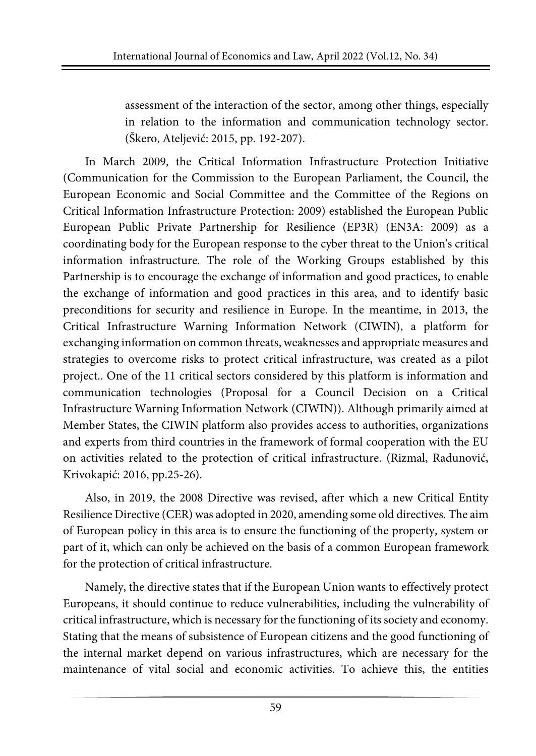assessment of the interaction of the sector, among other things, especially in relation to the information and communication technology sector. (Škero, Ateljević: 2015, pp. 192-207).

In March 2009, the Critical Information Infrastructure Protection Initiative (Communication for the Commission to the European Parliament, the Council, the European Economic and Social Committee and the Committee of the Regions on Critical Information Infrastructure Protection: 2009) established the European Public European Public Private Partnership for Resilience (EP3R) (EN3A: 2009) as a coordinating body for the European response to the cyber threat to the Union's critical information infrastructure. The role of the Working Groups established by this Partnership is to encourage the exchange of information and good practices, to enable the exchange of information and good practices in this area, and to identify basic preconditions for security and resilience in Europe. In the meantime, in 2013, the Critical Infrastructure Warning Information Network (CIWIN), a platform for exchanging information on common threats, weaknesses and appropriate measures and strategies to overcome risks to protect critical infrastructure, was created as a pilot project.. One of the 11 critical sectors considered by this platform is information and communication technologies (Proposal for a Council Decision on a Critical Infrastructure Warning Information Network (CIWIN)). Although primarily aimed at Member States, the CIWIN platform also provides access to authorities, organizations and experts from third countries in the framework of formal cooperation with the EU on activities related to the protection of critical infrastructure. (Rizmal, Radunović, Krivokapić: 2016, pp.25-26).

Also, in 2019, the 2008 Directive was revised, after which a new Critical Entity Resilience Directive (CER) was adopted in 2020, amending some old directives. The aim of European policy in this area is to ensure the functioning of the property, system or part of it, which can only be achieved on the basis of a common European framework for the protection of critical infrastructure.

Namely, the directive states that if the European Union wants to effectively protect Europeans, it should continue to reduce vulnerabilities, including the vulnerability of critical infrastructure, which is necessary for the functioning of its society and economy. Stating that the means of subsistence of European citizens and the good functioning of the internal market depend on various infrastructures, which are necessary for the maintenance of vital social and economic activities. To achieve this, the entities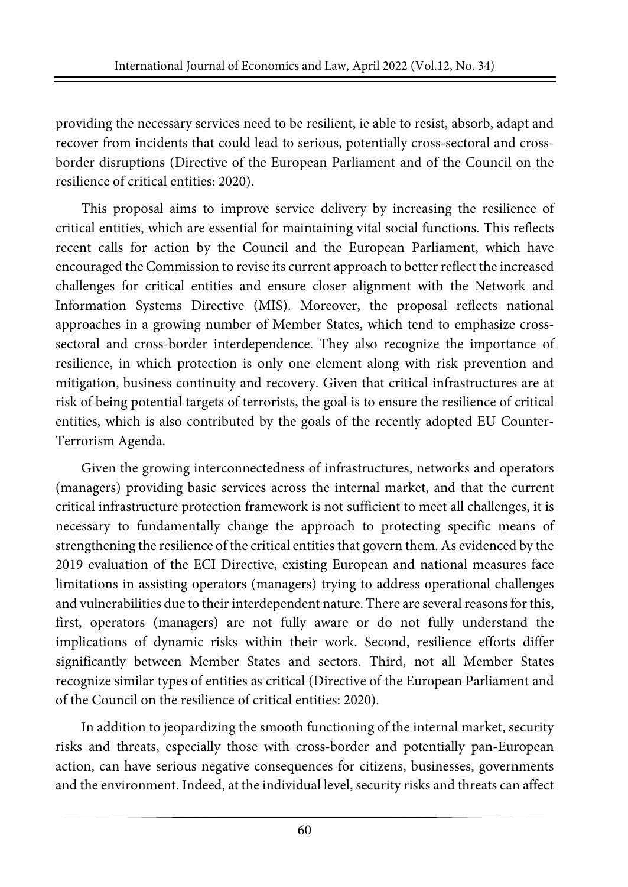providing the necessary services need to be resilient, ie able to resist, absorb, adapt and recover from incidents that could lead to serious, potentially cross-sectoral and cross-border disruptions (Directive of the European Parliament and of the Council on the resilience of critical entities: 2020).

This proposal aims to improve service delivery by increasing the resilience of critical entities, which are essential for maintaining vital social functions. This reflects recent calls for action by the Council and the European Parliament, which have encouraged the Commission to revise its current approach to better reflect the increased challenges for critical entities and ensure closer alignment with the Network and Information Systems Directive (MIS). Moreover, the proposal reflects national approaches in a growing number of Member States, which tend to emphasize cross-sectoral and cross-border interdependence. They also recognize the importance of resilience, in which protection is only one element along with risk prevention and mitigation, business continuity and recovery. Given that critical infrastructures are at risk of being potential targets of terrorists, the goal is to ensure the resilience of critical entities, which is also contributed by the goals of the recently adopted EU Counter-Terrorism Agenda.

Given the growing interconnectedness of infrastructures, networks and operators (managers) providing basic services across the internal market, and that the current critical infrastructure protection framework is not sufficient to meet all challenges, it is necessary to fundamentally change the approach to protecting specific means of strengthening the resilience of the critical entities that govern them. As evidenced by the 2019 evaluation of the ECI Directive, existing European and national measures face limitations in assisting operators (managers) trying to address operational challenges and vulnerabilities due to their interdependent nature. There are several reasons for this, first, operators (managers) are not fully aware or do not fully understand the implications of dynamic risks within their work. Second, resilience efforts differ significantly between Member States and sectors. Third, not all Member States recognize similar types of entities as critical (Directive of the European Parliament and of the Council on the resilience of critical entities: 2020).

In addition to jeopardizing the smooth functioning of the internal market, security risks and threats, especially those with cross-border and potentially pan-European action, can have serious negative consequences for citizens, businesses, governments and the environment. Indeed, at the individual level, security risks and threats can affect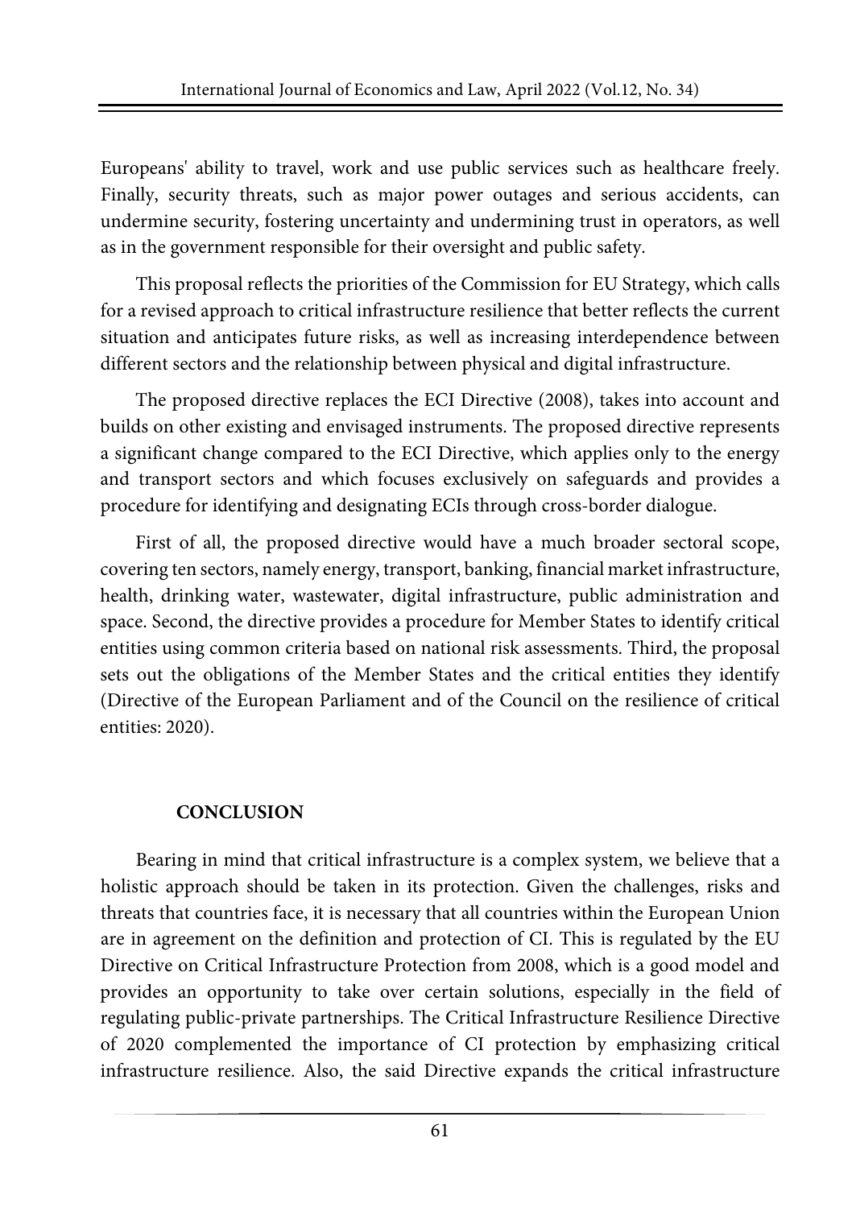Europeans' ability to travel, work and use public services such as healthcare freely. Finally, security threats, such as major power outages and serious accidents, can undermine security, fostering uncertainty and undermining trust in operators, as well as in the government responsible for their oversight and public safety.

This proposal reflects the priorities of the Commission for EU Strategy, which calls for a revised approach to critical infrastructure resilience that better reflects the current situation and anticipates future risks, as well as increasing interdependence between different sectors and the relationship between physical and digital infrastructure.

The proposed directive replaces the ECI Directive (2008), takes into account and builds on other existing and envisaged instruments. The proposed directive represents a significant change compared to the ECI Directive, which applies only to the energy and transport sectors and which focuses exclusively on safeguards and provides a procedure for identifying and designating ECIs through cross-border dialogue.

First of all, the proposed directive would have a much broader sectoral scope, covering ten sectors, namely energy, transport, banking, financial market infrastructure, health, drinking water, wastewater, digital infrastructure, public administration and space. Second, the directive provides a procedure for Member States to identify critical entities using common criteria based on national risk assessments. Third, the proposal sets out the obligations of the Member States and the critical entities they identify (Directive of the European Parliament and of the Council on the resilience of critical entities: 2020).

## CONCLUSION

Bearing in mind that critical infrastructure is a complex system, we believe that a holistic approach should be taken in its protection. Given the challenges, risks and threats that countries face, it is necessary that all countries within the European Union are in agreement on the definition and protection of CI. This is regulated by the EU Directive on Critical Infrastructure Protection from 2008, which is a good model and provides an opportunity to take over certain solutions, especially in the field of regulating public-private partnerships. The Critical Infrastructure Resilience Directive of 2020 complemented the importance of CI protection by emphasizing critical infrastructure resilience. Also, the said Directive expands the critical infrastructure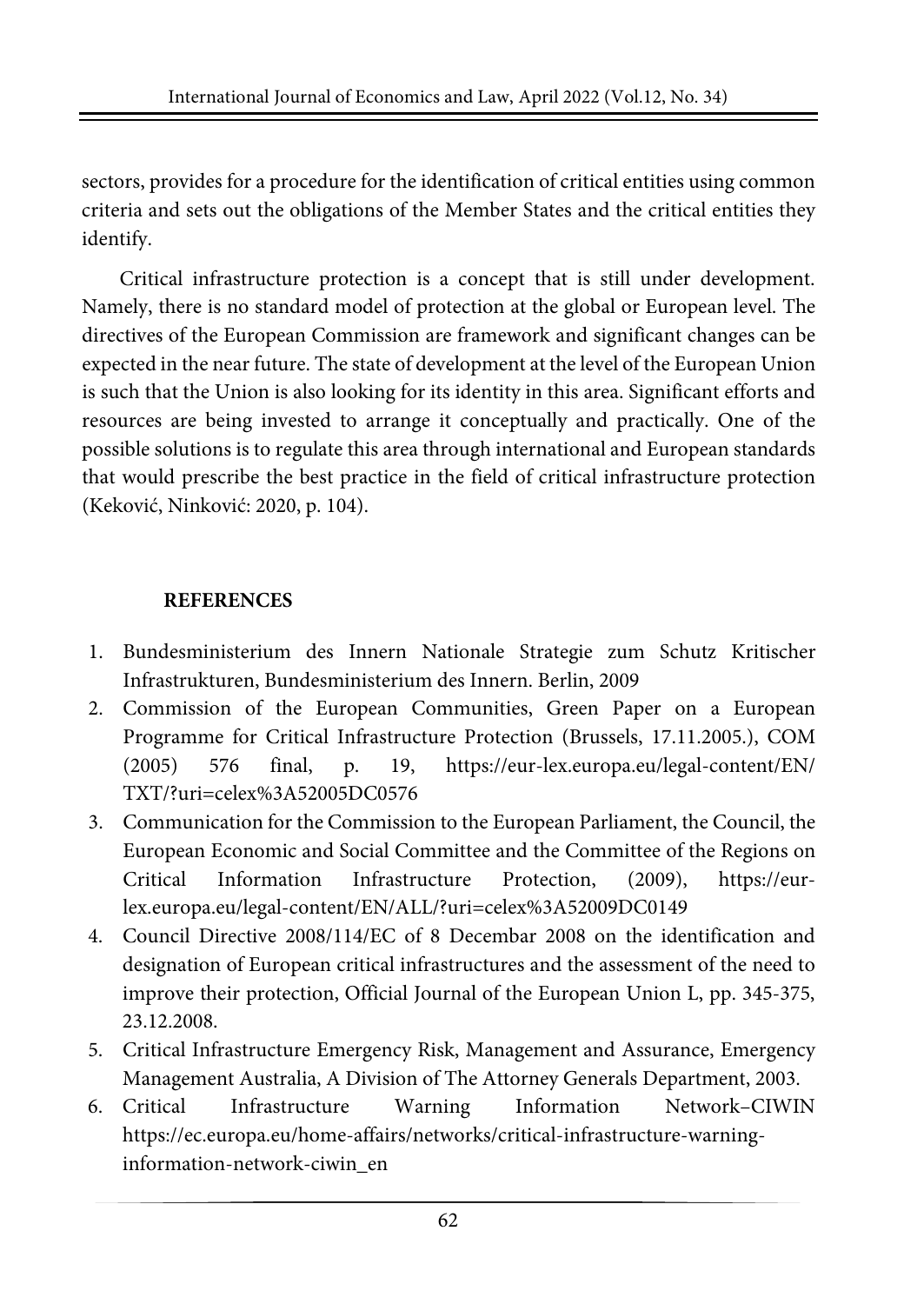sectors, provides for a procedure for the identification of critical entities using common criteria and sets out the obligations of the Member States and the critical entities they identify.

Critical infrastructure protection is a concept that is still under development. Namely, there is no standard model of protection at the global or European level. The directives of the European Commission are framework and significant changes can be expected in the near future. The state of development at the level of the European Union is such that the Union is also looking for its identity in this area. Significant efforts and resources are being invested to arrange it conceptually and practically. One of the possible solutions is to regulate this area through international and European standards that would prescribe the best practice in the field of critical infrastructure protection (Keković, Ninković: 2020, p. 104).

## REFERENCES

1. Bundesministerium des Innern Nationale Strategie zum Schutz Kritischer Infrastrukturen, Bundesministerium des Innern. Berlin, 2009
2. Commission of the European Communities, Green Paper on a European Programme for Critical Infrastructure Protection (Brussels, 17.11.2005.), COM (2005) 576 final, p. 19, https://eur-lex.europa.eu/legal-content/EN/TXT/?uri=celex%3A52005DC0576
3. Communication for the Commission to the European Parliament, the Council, the European Economic and Social Committee and the Committee of the Regions on Critical Information Infrastructure Protection, (2009), https://eur-lex.europa.eu/legal-content/EN/ALL/?uri=celex%3A52009DC0149
4. Council Directive 2008/114/EC of 8 Decembar 2008 on the identification and designation of European critical infrastructures and the assessment of the need to improve their protection, Official Journal of the European Union L, pp. 345-375, 23.12.2008.
5. Critical Infrastructure Emergency Risk, Management and Assurance, Emergency Management Australia, A Division of The Attorney Generals Department, 2003.
6. Critical Infrastructure Warning Information Network–CIWIN https://ec.europa.eu/home-affairs/networks/critical-infrastructure-warning-information-network-ciwin_en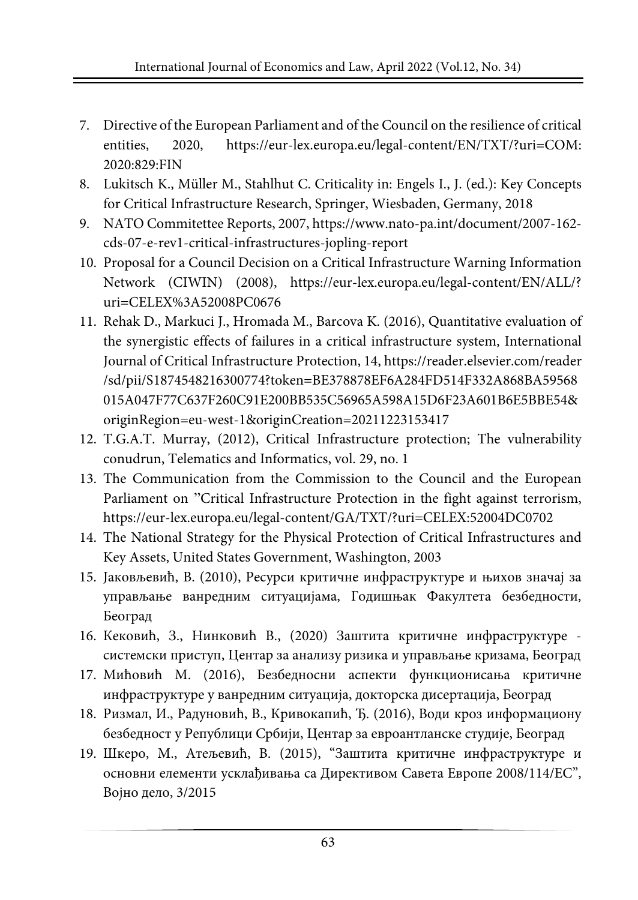7. Directive of the European Parliament and of the Council on the resilience of critical entities, 2020, https://eur-lex.europa.eu/legal-content/EN/TXT/?uri=COM:2020:829:FIN
8. Lukitsch K., Müller M., Stahlhut C. Criticality in: Engels I., J. (ed.): Key Concepts for Critical Infrastructure Research, Springer, Wiesbaden, Germany, 2018
9. NATO Commitettee Reports, 2007, https://www.nato-pa.int/document/2007-162-cds-07-e-rev1-critical-infrastructures-jopling-report
10. Proposal for a Council Decision on a Critical Infrastructure Warning Information Network (CIWIN) (2008), https://eur-lex.europa.eu/legal-content/EN/ALL/?uri=CELEX%3A52008PC0676
11. Rehak D., Markuci J., Hromada M., Barcova K. (2016), Quantitative evaluation of the synergistic effects of failures in a critical infrastructure system, International Journal of Critical Infrastructure Protection, 14, https://reader.elsevier.com/reader/sd/pii/S1874548216300774?token=BE378878EF6A284FD514F332A868BA59568015A047F77C637F260C91E200BB535C56965A598A15D6F23A601B6E5BBE54&originRegion=eu-west-1&originCreation=20211223153417
12. T.G.A.T. Murray, (2012), Critical Infrastructure protection; The vulnerability conudrun, Telematics and Informatics, vol. 29, no. 1
13. The Communication from the Commission to the Council and the European Parliament on "Critical Infrastructure Protection in the fight against terrorism, https://eur-lex.europa.eu/legal-content/GA/TXT/?uri=CELEX:52004DC0702
14. The National Strategy for the Physical Protection of Critical Infrastructures and Key Assets, United States Government, Washington, 2003
15. Јаковљевић, В. (2010), Ресурси критичне инфраструктуре и њихов значај за управљање ванредним ситуацијама, Годишњак Факултета безбедности, Београд
16. Кековић, З., Нинковић В., (2020) Заштита критичне инфраструктуре - системски приступ, Центар за анализу ризика и управљање кризама, Београд
17. Мићовић М. (2016), Безбедносни аспекти функционисања критичне инфраструктуре у ванредним ситуација, докторска дисертација, Београд
18. Ризмал, И., Радуновић, В., Кривокапић, Ђ. (2016), Води кроз информациону безбедност у Републици Србији, Центар за евроантланске студије, Београд
19. Шкеро, М., Атељевић, В. (2015), "Заштита критичне инфраструктуре и основни елементи усклађивања са Директивом Савета Европе 2008/114/ЕС", Војно дело, 3/2015